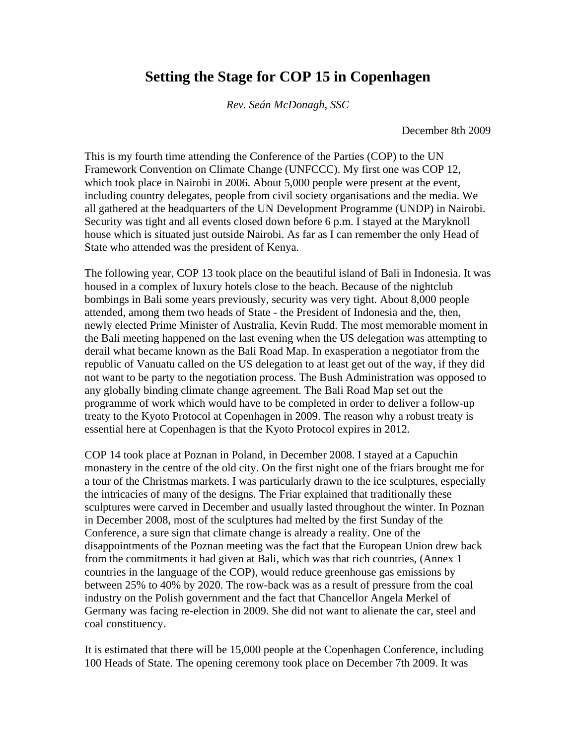# Setting the Stage for COP 15 in Copenhagen

*Rev. Seán McDonagh, SSC*

December 8th 2009

This is my fourth time attending the Conference of the Parties (COP) to the UN Framework Convention on Climate Change (UNFCCC). My first one was COP 12, which took place in Nairobi in 2006. About 5,000 people were present at the event, including country delegates, people from civil society organisations and the media. We all gathered at the headquarters of the UN Development Programme (UNDP) in Nairobi. Security was tight and all events closed down before 6 p.m. I stayed at the Maryknoll house which is situated just outside Nairobi. As far as I can remember the only Head of State who attended was the president of Kenya.

The following year, COP 13 took place on the beautiful island of Bali in Indonesia. It was housed in a complex of luxury hotels close to the beach. Because of the nightclub bombings in Bali some years previously, security was very tight. About 8,000 people attended, among them two heads of State - the President of Indonesia and the, then, newly elected Prime Minister of Australia, Kevin Rudd. The most memorable moment in the Bali meeting happened on the last evening when the US delegation was attempting to derail what became known as the Bali Road Map. In exasperation a negotiator from the republic of Vanuatu called on the US delegation to at least get out of the way, if they did not want to be party to the negotiation process. The Bush Administration was opposed to any globally binding climate change agreement. The Bali Road Map set out the programme of work which would have to be completed in order to deliver a follow-up treaty to the Kyoto Protocol at Copenhagen in 2009. The reason why a robust treaty is essential here at Copenhagen is that the Kyoto Protocol expires in 2012.

COP 14 took place at Poznan in Poland, in December 2008. I stayed at a Capuchin monastery in the centre of the old city. On the first night one of the friars brought me for a tour of the Christmas markets. I was particularly drawn to the ice sculptures, especially the intricacies of many of the designs. The Friar explained that traditionally these sculptures were carved in December and usually lasted throughout the winter. In Poznan in December 2008, most of the sculptures had melted by the first Sunday of the Conference, a sure sign that climate change is already a reality. One of the disappointments of the Poznan meeting was the fact that the European Union drew back from the commitments it had given at Bali, which was that rich countries, (Annex 1 countries in the language of the COP), would reduce greenhouse gas emissions by between 25% to 40% by 2020. The row-back was as a result of pressure from the coal industry on the Polish government and the fact that Chancellor Angela Merkel of Germany was facing re-election in 2009. She did not want to alienate the car, steel and coal constituency.

It is estimated that there will be 15,000 people at the Copenhagen Conference, including 100 Heads of State. The opening ceremony took place on December 7th 2009. It was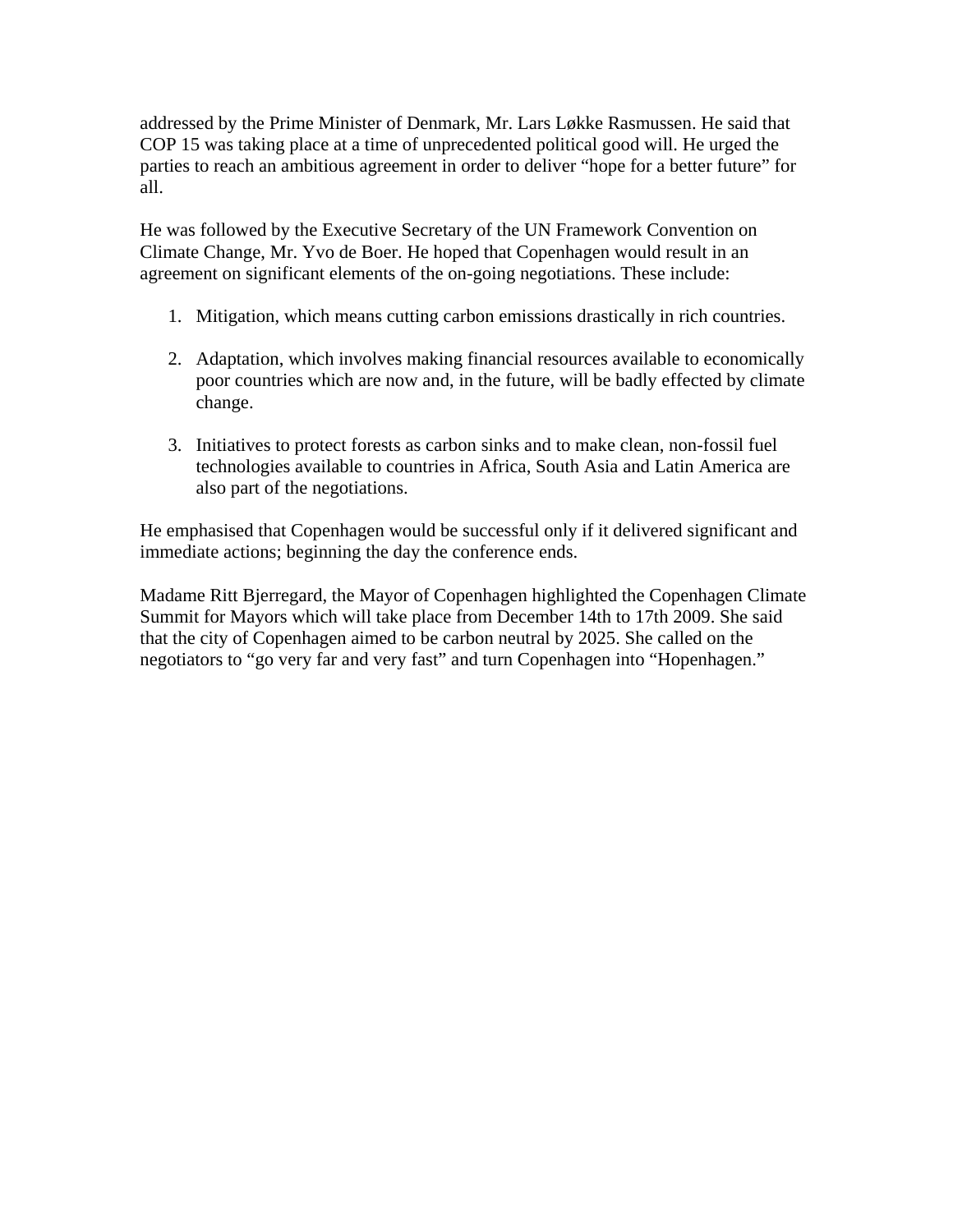addressed by the Prime Minister of Denmark, Mr. Lars Løkke Rasmussen. He said that COP 15 was taking place at a time of unprecedented political good will. He urged the parties to reach an ambitious agreement in order to deliver "hope for a better future" for all.

He was followed by the Executive Secretary of the UN Framework Convention on Climate Change, Mr. Yvo de Boer. He hoped that Copenhagen would result in an agreement on significant elements of the on-going negotiations. These include:

1. Mitigation, which means cutting carbon emissions drastically in rich countries.

2. Adaptation, which involves making financial resources available to economically poor countries which are now and, in the future, will be badly effected by climate change.

3. Initiatives to protect forests as carbon sinks and to make clean, non-fossil fuel technologies available to countries in Africa, South Asia and Latin America are also part of the negotiations.

He emphasised that Copenhagen would be successful only if it delivered significant and immediate actions; beginning the day the conference ends.

Madame Ritt Bjerregard, the Mayor of Copenhagen highlighted the Copenhagen Climate Summit for Mayors which will take place from December 14th to 17th 2009. She said that the city of Copenhagen aimed to be carbon neutral by 2025. She called on the negotiators to "go very far and very fast" and turn Copenhagen into "Hopenhagen."